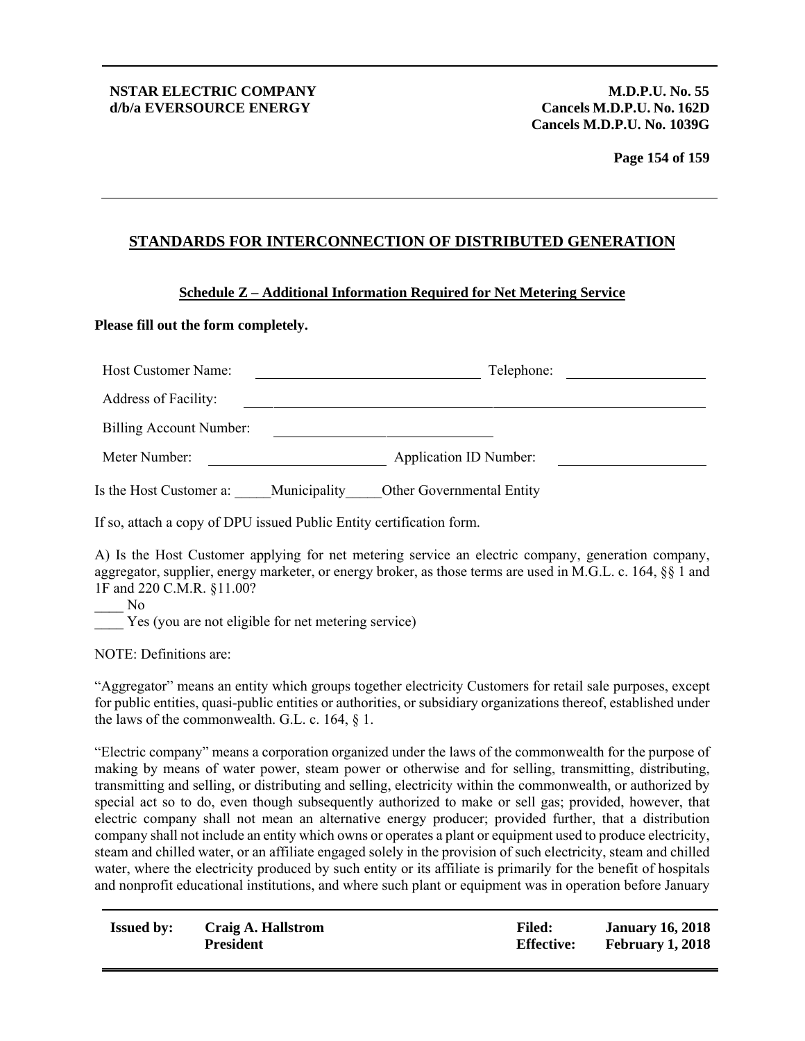## STANDARDS FOR INTERCONNECTION OF DISTRIBUTED GENERATION

### Schedule Z – Additional Information Required for Net Metering Service

**Please fill out the form completely.**

Host Customer Name: ______________________________ Telephone: __________________

Address of Facility: ____________________________________________________________

Billing Account Number: ______________________________

Meter Number: ________________________ Application ID Number: ____________________

Is the Host Customer a: _____Municipality_____Other Governmental Entity

If so, attach a copy of DPU issued Public Entity certification form.

A) Is the Host Customer applying for net metering service an electric company, generation company, aggregator, supplier, energy marketer, or energy broker, as those terms are used in M.G.L. c. 164, §§ 1 and 1F and 220 C.M.R. §11.00?

____ No

____ Yes (you are not eligible for net metering service)

NOTE: Definitions are:

"Aggregator" means an entity which groups together electricity Customers for retail sale purposes, except for public entities, quasi-public entities or authorities, or subsidiary organizations thereof, established under the laws of the commonwealth. G.L. c. 164, § 1.

"Electric company" means a corporation organized under the laws of the commonwealth for the purpose of making by means of water power, steam power or otherwise and for selling, transmitting, distributing, transmitting and selling, or distributing and selling, electricity within the commonwealth, or authorized by special act so to do, even though subsequently authorized to make or sell gas; provided, however, that electric company shall not mean an alternative energy producer; provided further, that a distribution company shall not include an entity which owns or operates a plant or equipment used to produce electricity, steam and chilled water, or an affiliate engaged solely in the provision of such electricity, steam and chilled water, where the electricity produced by such entity or its affiliate is primarily for the benefit of hospitals and nonprofit educational institutions, and where such plant or equipment was in operation before January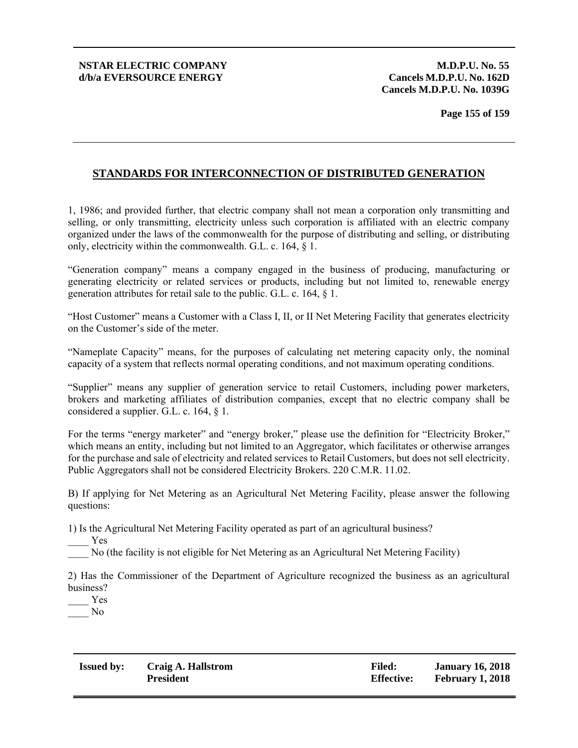## STANDARDS FOR INTERCONNECTION OF DISTRIBUTED GENERATION

1, 1986; and provided further, that electric company shall not mean a corporation only transmitting and selling, or only transmitting, electricity unless such corporation is affiliated with an electric company organized under the laws of the commonwealth for the purpose of distributing and selling, or distributing only, electricity within the commonwealth. G.L. c. 164, § 1.

"Generation company" means a company engaged in the business of producing, manufacturing or generating electricity or related services or products, including but not limited to, renewable energy generation attributes for retail sale to the public. G.L. c. 164, § 1.

"Host Customer" means a Customer with a Class I, II, or II Net Metering Facility that generates electricity on the Customer's side of the meter.

"Nameplate Capacity" means, for the purposes of calculating net metering capacity only, the nominal capacity of a system that reflects normal operating conditions, and not maximum operating conditions.

"Supplier" means any supplier of generation service to retail Customers, including power marketers, brokers and marketing affiliates of distribution companies, except that no electric company shall be considered a supplier. G.L. c. 164, § 1.

For the terms "energy marketer" and "energy broker," please use the definition for "Electricity Broker," which means an entity, including but not limited to an Aggregator, which facilitates or otherwise arranges for the purchase and sale of electricity and related services to Retail Customers, but does not sell electricity. Public Aggregators shall not be considered Electricity Brokers. 220 C.M.R. 11.02.

B) If applying for Net Metering as an Agricultural Net Metering Facility, please answer the following questions:

1) Is the Agricultural Net Metering Facility operated as part of an agricultural business?

____ Yes

____ No (the facility is not eligible for Net Metering as an Agricultural Net Metering Facility)

2) Has the Commissioner of the Department of Agriculture recognized the business as an agricultural business?

____ Yes

____ No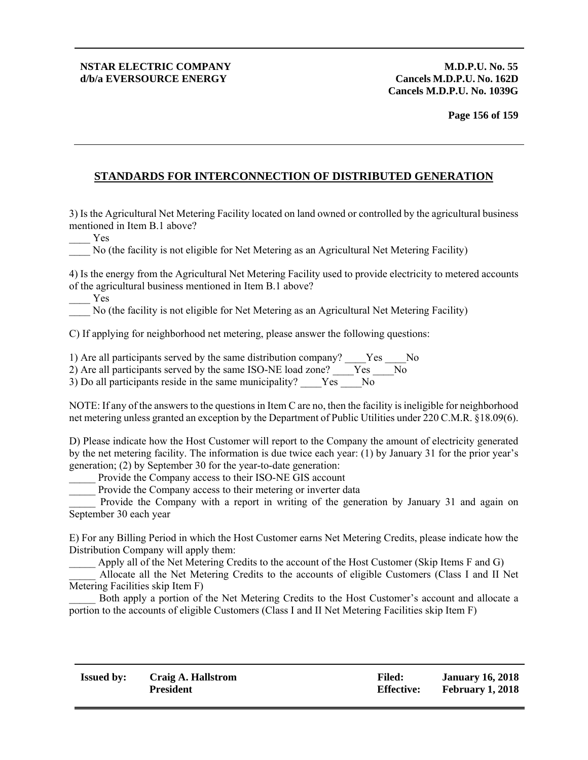## STANDARDS FOR INTERCONNECTION OF DISTRIBUTED GENERATION

3) Is the Agricultural Net Metering Facility located on land owned or controlled by the agricultural business mentioned in Item B.1 above?

____ Yes

____ No (the facility is not eligible for Net Metering as an Agricultural Net Metering Facility)

4) Is the energy from the Agricultural Net Metering Facility used to provide electricity to metered accounts of the agricultural business mentioned in Item B.1 above?

____ Yes

____ No (the facility is not eligible for Net Metering as an Agricultural Net Metering Facility)

C) If applying for neighborhood net metering, please answer the following questions:

1) Are all participants served by the same distribution company? ____Yes ____No

2) Are all participants served by the same ISO-NE load zone? ____Yes ____No

3) Do all participants reside in the same municipality? ____Yes ____No

NOTE: If any of the answers to the questions in Item C are no, then the facility is ineligible for neighborhood net metering unless granted an exception by the Department of Public Utilities under 220 C.M.R. §18.09(6).

D) Please indicate how the Host Customer will report to the Company the amount of electricity generated by the net metering facility. The information is due twice each year: (1) by January 31 for the prior year's generation; (2) by September 30 for the year-to-date generation:

_____ Provide the Company access to their ISO-NE GIS account

_____ Provide the Company access to their metering or inverter data

_____ Provide the Company with a report in writing of the generation by January 31 and again on September 30 each year

E) For any Billing Period in which the Host Customer earns Net Metering Credits, please indicate how the Distribution Company will apply them:

_____ Apply all of the Net Metering Credits to the account of the Host Customer (Skip Items F and G)

_____ Allocate all the Net Metering Credits to the accounts of eligible Customers (Class I and II Net Metering Facilities skip Item F)

_____ Both apply a portion of the Net Metering Credits to the Host Customer's account and allocate a portion to the accounts of eligible Customers (Class I and II Net Metering Facilities skip Item F)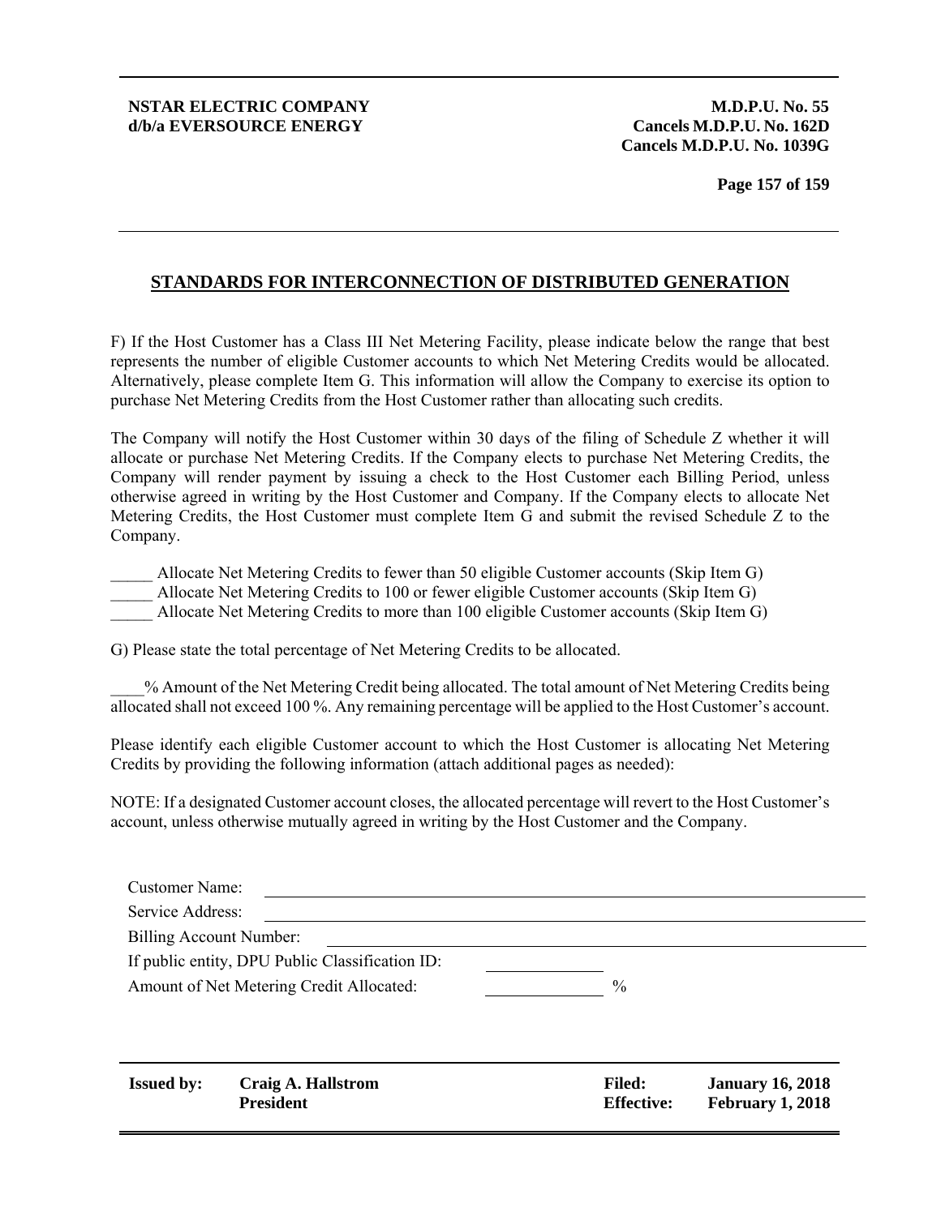## STANDARDS FOR INTERCONNECTION OF DISTRIBUTED GENERATION

F) If the Host Customer has a Class III Net Metering Facility, please indicate below the range that best represents the number of eligible Customer accounts to which Net Metering Credits would be allocated. Alternatively, please complete Item G. This information will allow the Company to exercise its option to purchase Net Metering Credits from the Host Customer rather than allocating such credits.

The Company will notify the Host Customer within 30 days of the filing of Schedule Z whether it will allocate or purchase Net Metering Credits. If the Company elects to purchase Net Metering Credits, the Company will render payment by issuing a check to the Host Customer each Billing Period, unless otherwise agreed in writing by the Host Customer and Company. If the Company elects to allocate Net Metering Credits, the Host Customer must complete Item G and submit the revised Schedule Z to the Company.

_____ Allocate Net Metering Credits to fewer than 50 eligible Customer accounts (Skip Item G)
_____ Allocate Net Metering Credits to 100 or fewer eligible Customer accounts (Skip Item G)
_____ Allocate Net Metering Credits to more than 100 eligible Customer accounts (Skip Item G)

G) Please state the total percentage of Net Metering Credits to be allocated.

____% Amount of the Net Metering Credit being allocated. The total amount of Net Metering Credits being allocated shall not exceed 100 %. Any remaining percentage will be applied to the Host Customer's account.

Please identify each eligible Customer account to which the Host Customer is allocating Net Metering Credits by providing the following information (attach additional pages as needed):

NOTE: If a designated Customer account closes, the allocated percentage will revert to the Host Customer's account, unless otherwise mutually agreed in writing by the Host Customer and the Company.

Customer Name: ______________________________
Service Address: ______________________________
Billing Account Number: ______________________________
If public entity, DPU Public Classification ID: __________
Amount of Net Metering Credit Allocated: __________ %

| Issued by: | Craig A. Hallstrom<br>President | Filed:<br>Effective: | January 16, 2018<br>February 1, 2018 |
| --- | --- | --- | --- |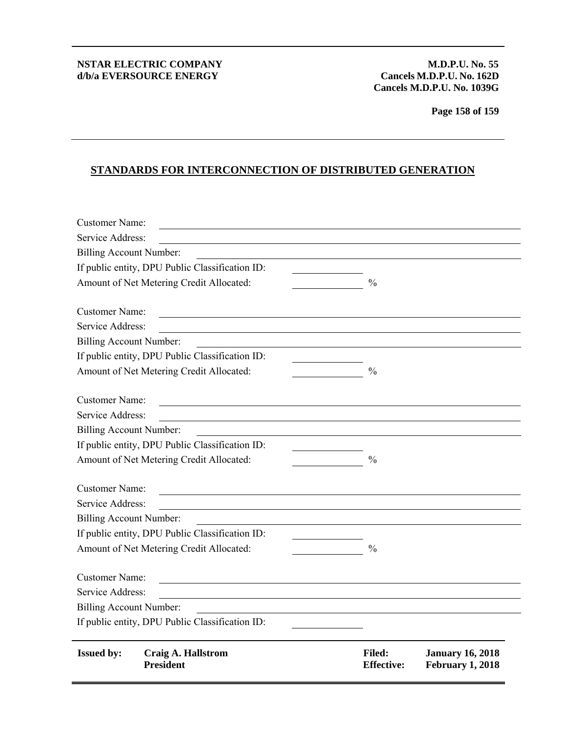## STANDARDS FOR INTERCONNECTION OF DISTRIBUTED GENERATION

Customer Name: ______________________________

Service Address: ______________________________

Billing Account Number: ______________________________

If public entity, DPU Public Classification ID: ____________

Amount of Net Metering Credit Allocated: ____________ %

Customer Name: ______________________________

Service Address: ______________________________

Billing Account Number: ______________________________

If public entity, DPU Public Classification ID: ____________

Amount of Net Metering Credit Allocated: ____________ %

Customer Name: ______________________________

Service Address: ______________________________

Billing Account Number: ______________________________

If public entity, DPU Public Classification ID: ____________

Amount of Net Metering Credit Allocated: ____________ %

Customer Name: ______________________________

Service Address: ______________________________

Billing Account Number: ______________________________

If public entity, DPU Public Classification ID: ____________

Amount of Net Metering Credit Allocated: ____________ %

Customer Name: ______________________________

Service Address: ______________________________

Billing Account Number: ______________________________

If public entity, DPU Public Classification ID: ____________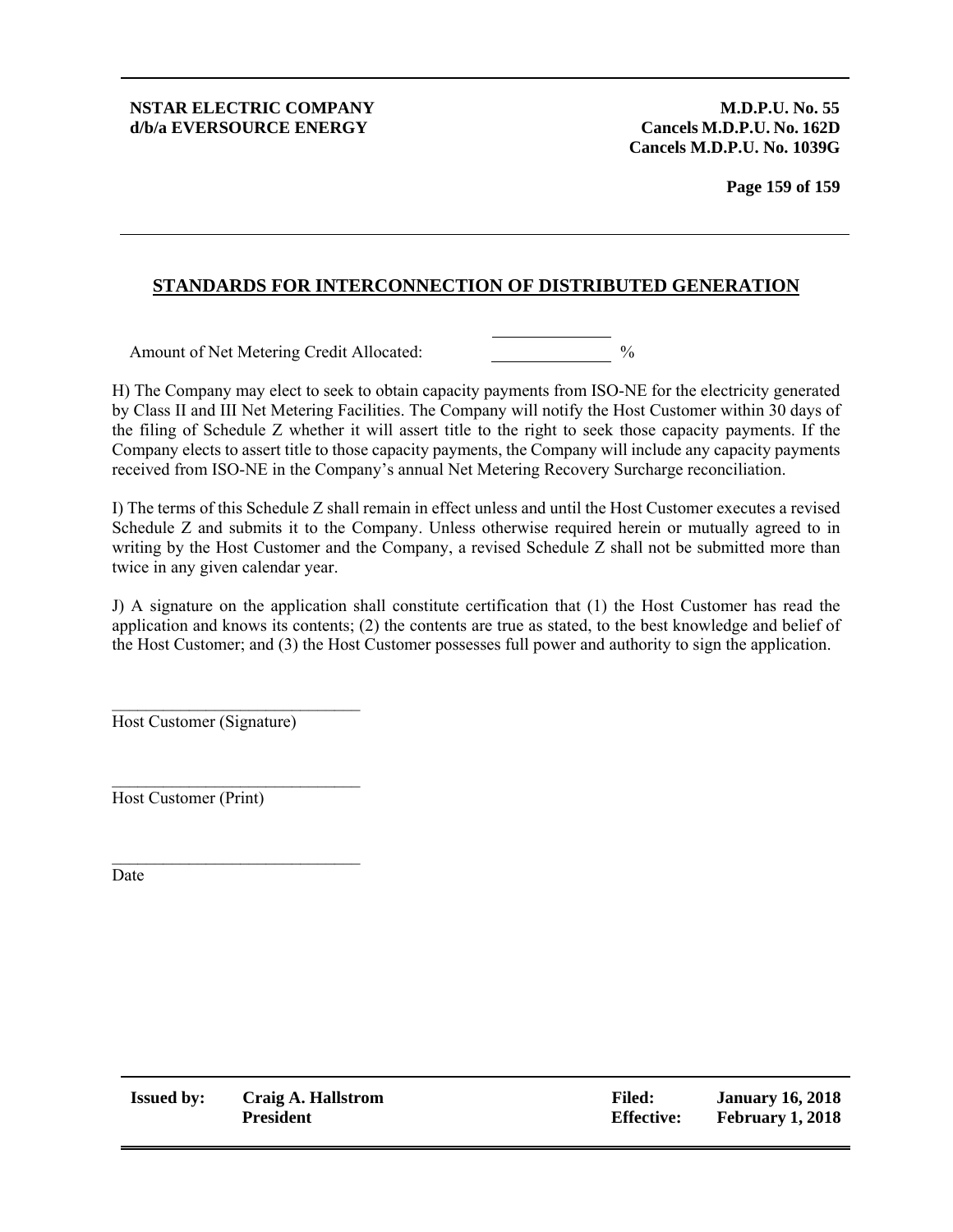## STANDARDS FOR INTERCONNECTION OF DISTRIBUTED GENERATION

Amount of Net Metering Credit Allocated: ______________ %

H) The Company may elect to seek to obtain capacity payments from ISO-NE for the electricity generated by Class II and III Net Metering Facilities. The Company will notify the Host Customer within 30 days of the filing of Schedule Z whether it will assert title to the right to seek those capacity payments. If the Company elects to assert title to those capacity payments, the Company will include any capacity payments received from ISO-NE in the Company's annual Net Metering Recovery Surcharge reconciliation.

I) The terms of this Schedule Z shall remain in effect unless and until the Host Customer executes a revised Schedule Z and submits it to the Company. Unless otherwise required herein or mutually agreed to in writing by the Host Customer and the Company, a revised Schedule Z shall not be submitted more than twice in any given calendar year.

J) A signature on the application shall constitute certification that (1) the Host Customer has read the application and knows its contents; (2) the contents are true as stated, to the best knowledge and belief of the Host Customer; and (3) the Host Customer possesses full power and authority to sign the application.

______________________________
Host Customer (Signature)

______________________________
Host Customer (Print)

______________________________
Date

| | | | |
|---|---|---|---|
| **Issued by:** | **Craig A. Hallstrom**<br>**President** | **Filed:**<br>**Effective:** | **January 16, 2018**<br>**February 1, 2018** |